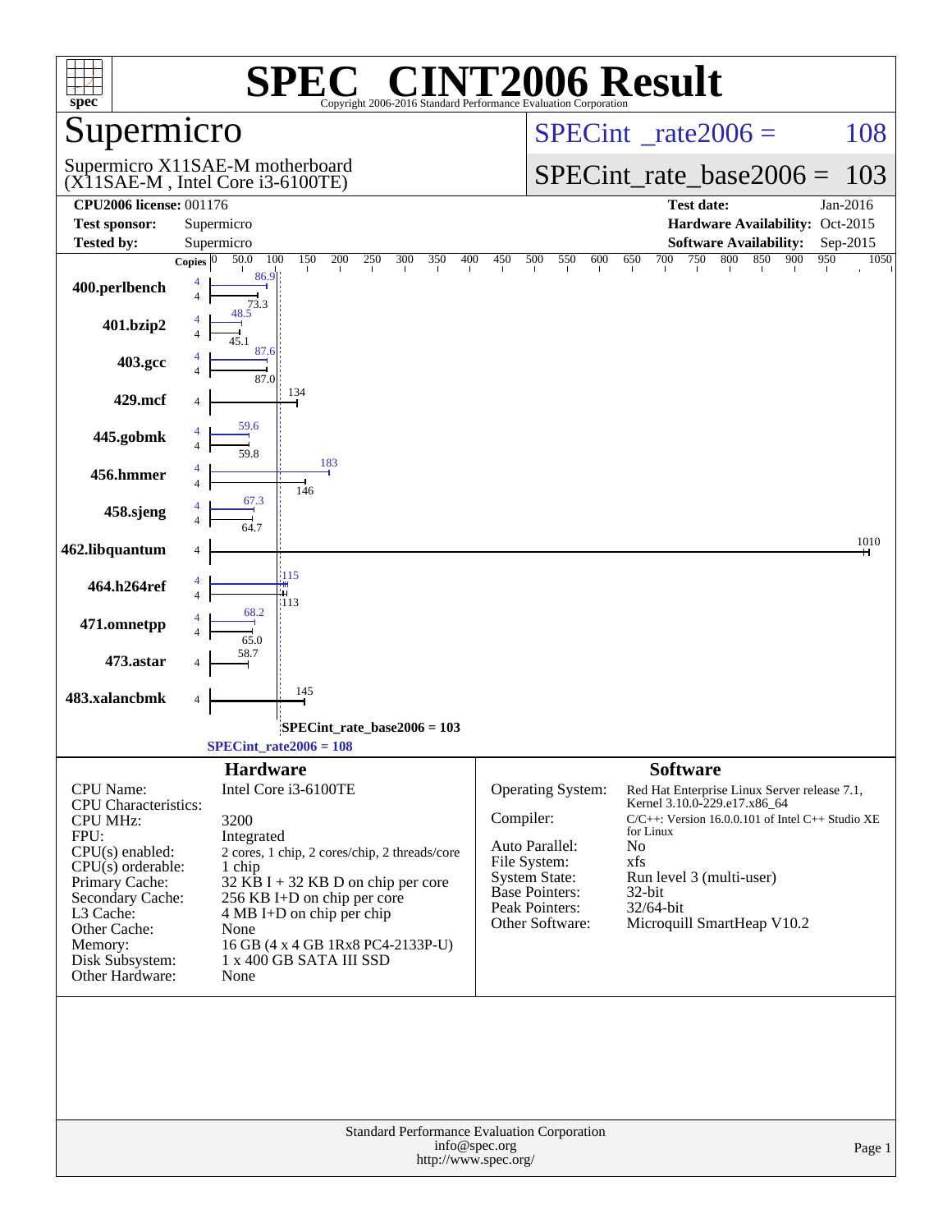# SPEC CINT2006 Result

Copyright 2006-2016 Standard Performance Evaluation Corporation

## Supermicro

Supermicro X11SAE-M motherboard
(X11SAE-M , Intel Core i3-6100TE)

SPECint_rate2006 = 108

SPECint_rate_base2006 = 103

| | | | |
|---|---|---|---|
| **CPU2006 license:** 001176 | | **Test date:** | Jan-2016 |
| **Test sponsor:** | Supermicro | **Hardware Availability:** | Oct-2015 |
| **Tested by:** | Supermicro | **Software Availability:** | Sep-2015 |

| Benchmark | Copies (peak) | Peak | Copies (base) | Base |
|---|---|---|---|---|
| 400.perlbench | 4 | 86.9 | 4 | 73.3 |
| 401.bzip2 | 4 | 48.5 | 4 | 45.1 |
| 403.gcc | 4 | 87.6 | 4 | 87.0 |
| 429.mcf | | | 4 | 134 |
| 445.gobmk | 4 | 59.6 | 4 | 59.8 |
| 456.hmmer | 4 | 183 | 4 | 146 |
| 458.sjeng | 4 | 67.3 | 4 | 64.7 |
| 462.libquantum | | | 4 | 1010 |
| 464.h264ref | 4 | 115 | 4 | 113 |
| 471.omnetpp | 4 | 68.2 | 4 | 65.0 |
| 473.astar | | | 4 | 58.7 |
| 483.xalancbmk | | | 4 | 145 |

SPECint_rate_base2006 = 103

SPECint_rate2006 = 108

## Hardware

| | |
|---|---|
| CPU Name: | Intel Core i3-6100TE |
| CPU Characteristics: | |
| CPU MHz: | 3200 |
| FPU: | Integrated |
| CPU(s) enabled: | 2 cores, 1 chip, 2 cores/chip, 2 threads/core |
| CPU(s) orderable: | 1 chip |
| Primary Cache: | 32 KB I + 32 KB D on chip per core |
| Secondary Cache: | 256 KB I+D on chip per core |
| L3 Cache: | 4 MB I+D on chip per chip |
| Other Cache: | None |
| Memory: | 16 GB (4 x 4 GB 1Rx8 PC4-2133P-U) |
| Disk Subsystem: | 1 x 400 GB SATA III SSD |
| Other Hardware: | None |

## Software

| | |
|---|---|
| Operating System: | Red Hat Enterprise Linux Server release 7.1, Kernel 3.10.0-229.el7.x86_64 |
| Compiler: | C/C++: Version 16.0.0.101 of Intel C++ Studio XE for Linux |
| Auto Parallel: | No |
| File System: | xfs |
| System State: | Run level 3 (multi-user) |
| Base Pointers: | 32-bit |
| Peak Pointers: | 32/64-bit |
| Other Software: | Microquill SmartHeap V10.2 |

Standard Performance Evaluation Corporation
info@spec.org
http://www.spec.org/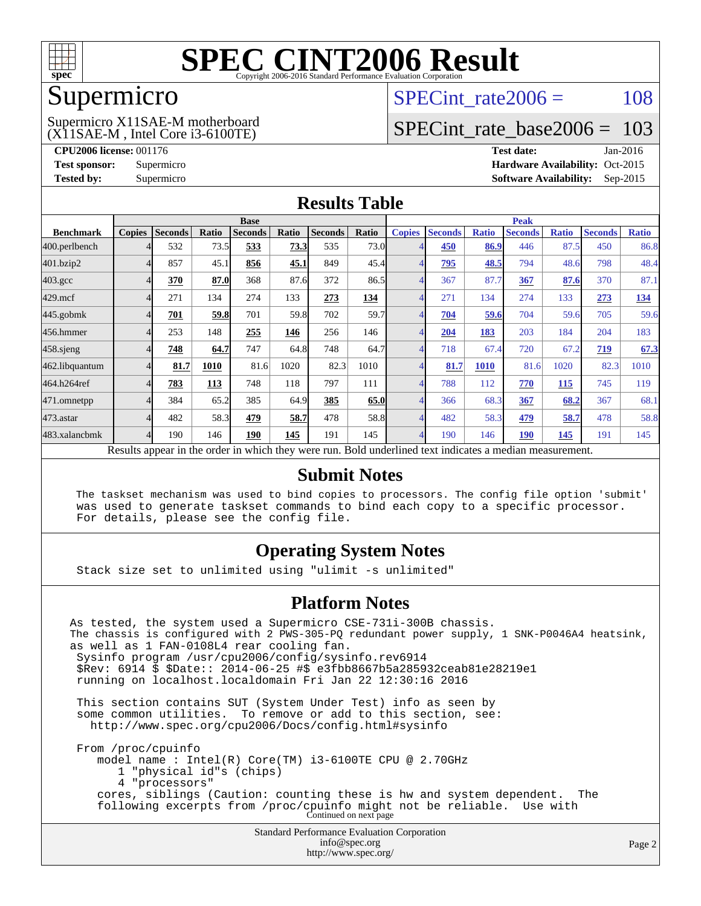# SPEC CINT2006 Result

Copyright 2006-2016 Standard Performance Evaluation Corporation

## Supermicro

Supermicro X11SAE-M motherboard
(X11SAE-M , Intel Core i3-6100TE)

SPECint_rate2006 = 108

SPECint_rate_base2006 = 103

**CPU2006 license:** 001176
**Test sponsor:** Supermicro
**Tested by:** Supermicro

**Test date:** Jan-2016
**Hardware Availability:** Oct-2015
**Software Availability:** Sep-2015

## Results Table

| Benchmark | Base | | | | | | | Peak | | | | | | |
|---|---|---|---|---|---|---|---|---|---|---|---|---|---|---|
| | Copies | Seconds | Ratio | Seconds | Ratio | Seconds | Ratio | Copies | Seconds | Ratio | Seconds | Ratio | Seconds | Ratio |
| 400.perlbench | 4 | 532 | 73.5 | **533** | **73.3** | 535 | 73.0 | 4 | **450** | **86.9** | 446 | 87.5 | 450 | 86.8 |
| 401.bzip2 | 4 | 857 | 45.1 | **856** | **45.1** | 849 | 45.4 | 4 | **795** | **48.5** | 794 | 48.6 | 798 | 48.4 |
| 403.gcc | 4 | **370** | **87.0** | 368 | 87.6 | 372 | 86.5 | 4 | 367 | 87.7 | **367** | **87.6** | 370 | 87.1 |
| 429.mcf | 4 | 271 | 134 | 274 | 133 | **273** | **134** | 4 | 271 | 134 | 274 | 133 | **273** | **134** |
| 445.gobmk | 4 | **701** | **59.8** | 701 | 59.8 | 702 | 59.7 | 4 | **704** | **59.6** | 704 | 59.6 | 705 | 59.6 |
| 456.hmmer | 4 | 253 | 148 | **255** | **146** | 256 | 146 | 4 | **204** | **183** | 203 | 184 | 204 | 183 |
| 458.sjeng | 4 | **748** | **64.7** | 747 | 64.8 | 748 | 64.7 | 4 | 718 | 67.4 | 720 | 67.2 | **719** | **67.3** |
| 462.libquantum | 4 | **81.7** | **1010** | 81.6 | 1020 | 82.3 | 1010 | 4 | **81.7** | **1010** | 81.6 | 1020 | 82.3 | 1010 |
| 464.h264ref | 4 | **783** | **113** | 748 | 118 | 797 | 111 | 4 | 788 | 112 | **770** | **115** | 745 | 119 |
| 471.omnetpp | 4 | 384 | 65.2 | 385 | 64.9 | **385** | **65.0** | 4 | 366 | 68.3 | **367** | **68.2** | 367 | 68.1 |
| 473.astar | 4 | 482 | 58.3 | **479** | **58.7** | 478 | 58.8 | 4 | 482 | 58.3 | **479** | **58.7** | 478 | 58.8 |
| 483.xalancbmk | 4 | 190 | 146 | **190** | **145** | 191 | 145 | 4 | 190 | 146 | **190** | **145** | 191 | 145 |

Results appear in the order in which they were run. Bold underlined text indicates a median measurement.

## Submit Notes

```
The taskset mechanism was used to bind copies to processors. The config file option 'submit'
was used to generate taskset commands to bind each copy to a specific processor.
For details, please see the config file.
```

## Operating System Notes

```
Stack size set to unlimited using "ulimit -s unlimited"
```

## Platform Notes

```
As tested, the system used a Supermicro CSE-731i-300B chassis.
The chassis is configured with 2 PWS-305-PQ redundant power supply, 1 SNK-P0046A4 heatsink,
as well as 1 FAN-0108L4 rear cooling fan.
 Sysinfo program /usr/cpu2006/config/sysinfo.rev6914
 $Rev: 6914 $ $Date:: 2014-06-25 #$ e3fbb8667b5a285932ceab81e28219e1
 running on localhost.localdomain Fri Jan 22 12:30:16 2016

 This section contains SUT (System Under Test) info as seen by
 some common utilities.  To remove or add to this section, see:
   http://www.spec.org/cpu2006/Docs/config.html#sysinfo

 From /proc/cpuinfo
    model name : Intel(R) Core(TM) i3-6100TE CPU @ 2.70GHz
       1 "physical id"s (chips)
       4 "processors"
    cores, siblings (Caution: counting these is hw and system dependent.  The
    following excerpts from /proc/cpuinfo might not be reliable.  Use with
```

Continued on next page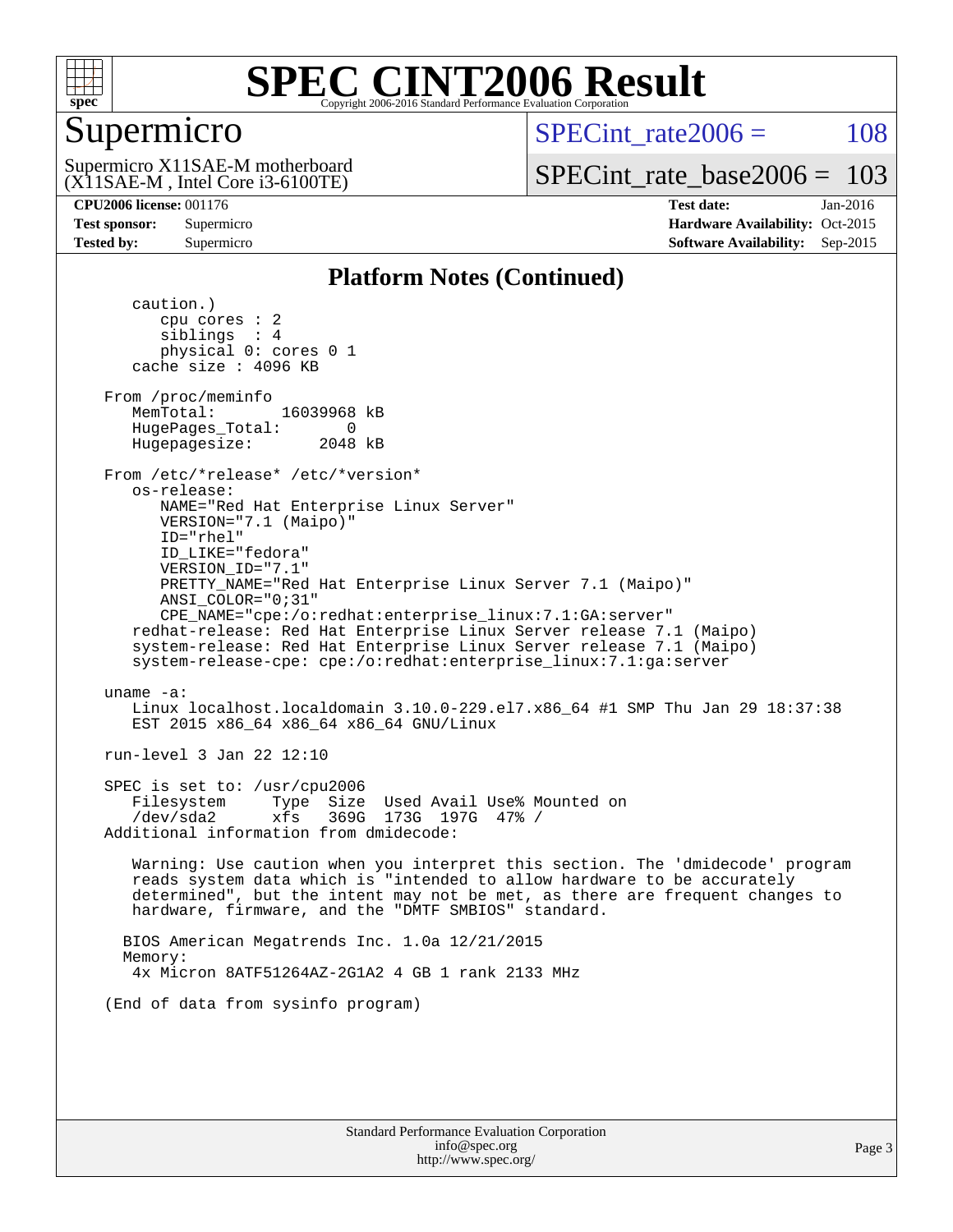## Platform Notes (Continued)

```
   caution.)
      cpu cores : 2
      siblings  : 4
      physical 0: cores 0 1
   cache size : 4096 KB

From /proc/meminfo
   MemTotal:       16039968 kB
   HugePages_Total:       0
   Hugepagesize:       2048 kB

From /etc/*release* /etc/*version*
   os-release:
      NAME="Red Hat Enterprise Linux Server"
      VERSION="7.1 (Maipo)"
      ID="rhel"
      ID_LIKE="fedora"
      VERSION_ID="7.1"
      PRETTY_NAME="Red Hat Enterprise Linux Server 7.1 (Maipo)"
      ANSI_COLOR="0;31"
      CPE_NAME="cpe:/o:redhat:enterprise_linux:7.1:GA:server"
   redhat-release: Red Hat Enterprise Linux Server release 7.1 (Maipo)
   system-release: Red Hat Enterprise Linux Server release 7.1 (Maipo)
   system-release-cpe: cpe:/o:redhat:enterprise_linux:7.1:ga:server

uname -a:
   Linux localhost.localdomain 3.10.0-229.el7.x86_64 #1 SMP Thu Jan 29 18:37:38
   EST 2015 x86_64 x86_64 x86_64 GNU/Linux

run-level 3 Jan 22 12:10

SPEC is set to: /usr/cpu2006
   Filesystem     Type  Size  Used Avail Use% Mounted on
   /dev/sda2      xfs   369G  173G  197G  47% /
Additional information from dmidecode:

   Warning: Use caution when you interpret this section. The 'dmidecode' program
   reads system data which is "intended to allow hardware to be accurately
   determined", but the intent may not be met, as there are frequent changes to
   hardware, firmware, and the "DMTF SMBIOS" standard.

  BIOS American Megatrends Inc. 1.0a 12/21/2015
  Memory:
   4x Micron 8ATF51264AZ-2G1A2 4 GB 1 rank 2133 MHz

(End of data from sysinfo program)
```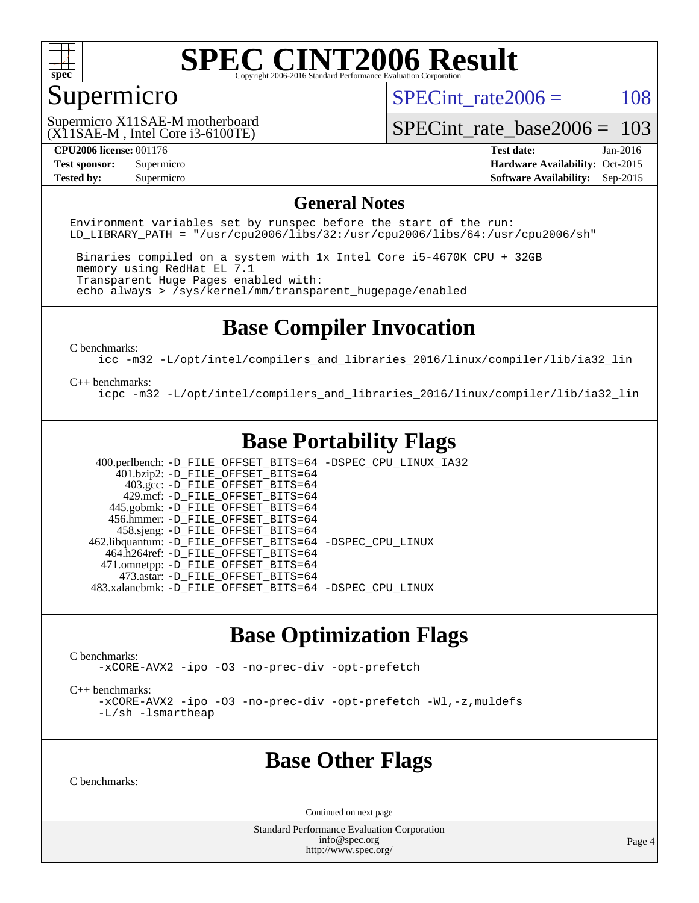# SPEC CINT2006 Result

Copyright 2006-2016 Standard Performance Evaluation Corporation

## Supermicro

Supermicro X11SAE-M motherboard
(X11SAE-M , Intel Core i3-6100TE)

SPECint_rate2006 = 108

SPECint_rate_base2006 = 103

**CPU2006 license:** 001176
**Test sponsor:** Supermicro
**Tested by:** Supermicro

**Test date:** Jan-2016
**Hardware Availability:** Oct-2015
**Software Availability:** Sep-2015

## General Notes

```
Environment variables set by runspec before the start of the run:
LD_LIBRARY_PATH = "/usr/cpu2006/libs/32:/usr/cpu2006/libs/64:/usr/cpu2006/sh"

 Binaries compiled on a system with 1x Intel Core i5-4670K CPU + 32GB
 memory using RedHat EL 7.1
 Transparent Huge Pages enabled with:
 echo always > /sys/kernel/mm/transparent_hugepage/enabled
```

## Base Compiler Invocation

C benchmarks:
```
icc -m32 -L/opt/intel/compilers_and_libraries_2016/linux/compiler/lib/ia32_lin
```

C++ benchmarks:
```
icpc -m32 -L/opt/intel/compilers_and_libraries_2016/linux/compiler/lib/ia32_lin
```

## Base Portability Flags

```
   400.perlbench: -D_FILE_OFFSET_BITS=64 -DSPEC_CPU_LINUX_IA32
       401.bzip2: -D_FILE_OFFSET_BITS=64
         403.gcc: -D_FILE_OFFSET_BITS=64
         429.mcf: -D_FILE_OFFSET_BITS=64
       445.gobmk: -D_FILE_OFFSET_BITS=64
      456.hmmer: -D_FILE_OFFSET_BITS=64
      458.sjeng: -D_FILE_OFFSET_BITS=64
 462.libquantum: -D_FILE_OFFSET_BITS=64 -DSPEC_CPU_LINUX
    464.h264ref: -D_FILE_OFFSET_BITS=64
    471.omnetpp: -D_FILE_OFFSET_BITS=64
      473.astar: -D_FILE_OFFSET_BITS=64
 483.xalancbmk: -D_FILE_OFFSET_BITS=64 -DSPEC_CPU_LINUX
```

## Base Optimization Flags

C benchmarks:
```
-xCORE-AVX2 -ipo -O3 -no-prec-div -opt-prefetch
```

C++ benchmarks:
```
-xCORE-AVX2 -ipo -O3 -no-prec-div -opt-prefetch -Wl,-z,muldefs
-L/sh -lsmartheap
```

## Base Other Flags

C benchmarks:

Continued on next page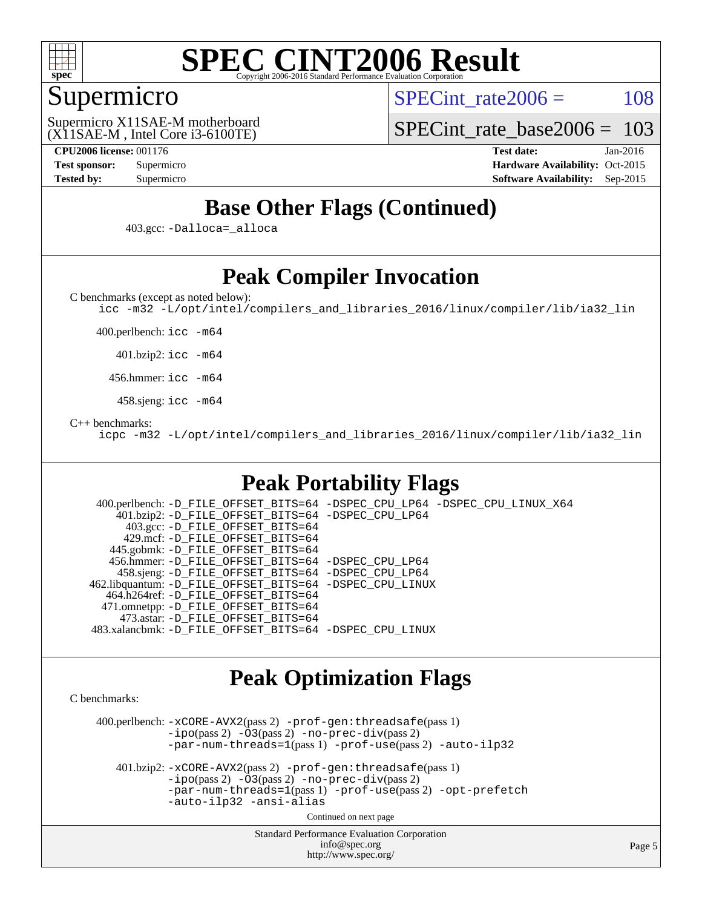# Base Other Flags (Continued)

403.gcc: -Dalloca=_alloca

# Peak Compiler Invocation

C benchmarks (except as noted below):

```
icc -m32 -L/opt/intel/compilers_and_libraries_2016/linux/compiler/lib/ia32_lin
```

400.perlbench: icc -m64

401.bzip2: icc -m64

456.hmmer: icc -m64

458.sjeng: icc -m64

C++ benchmarks:

```
icpc -m32 -L/opt/intel/compilers_and_libraries_2016/linux/compiler/lib/ia32_lin
```

# Peak Portability Flags

400.perlbench: -D_FILE_OFFSET_BITS=64 -DSPEC_CPU_LP64 -DSPEC_CPU_LINUX_X64
401.bzip2: -D_FILE_OFFSET_BITS=64 -DSPEC_CPU_LP64
403.gcc: -D_FILE_OFFSET_BITS=64
429.mcf: -D_FILE_OFFSET_BITS=64
445.gobmk: -D_FILE_OFFSET_BITS=64
456.hmmer: -D_FILE_OFFSET_BITS=64 -DSPEC_CPU_LP64
458.sjeng: -D_FILE_OFFSET_BITS=64 -DSPEC_CPU_LP64
462.libquantum: -D_FILE_OFFSET_BITS=64 -DSPEC_CPU_LINUX
464.h264ref: -D_FILE_OFFSET_BITS=64
471.omnetpp: -D_FILE_OFFSET_BITS=64
473.astar: -D_FILE_OFFSET_BITS=64
483.xalancbmk: -D_FILE_OFFSET_BITS=64 -DSPEC_CPU_LINUX

# Peak Optimization Flags

C benchmarks:

400.perlbench: -xCORE-AVX2(pass 2) -prof-gen:threadsafe(pass 1) -ipo(pass 2) -O3(pass 2) -no-prec-div(pass 2) -par-num-threads=1(pass 1) -prof-use(pass 2) -auto-ilp32

401.bzip2: -xCORE-AVX2(pass 2) -prof-gen:threadsafe(pass 1) -ipo(pass 2) -O3(pass 2) -no-prec-div(pass 2) -par-num-threads=1(pass 1) -prof-use(pass 2) -opt-prefetch -auto-ilp32 -ansi-alias

Continued on next page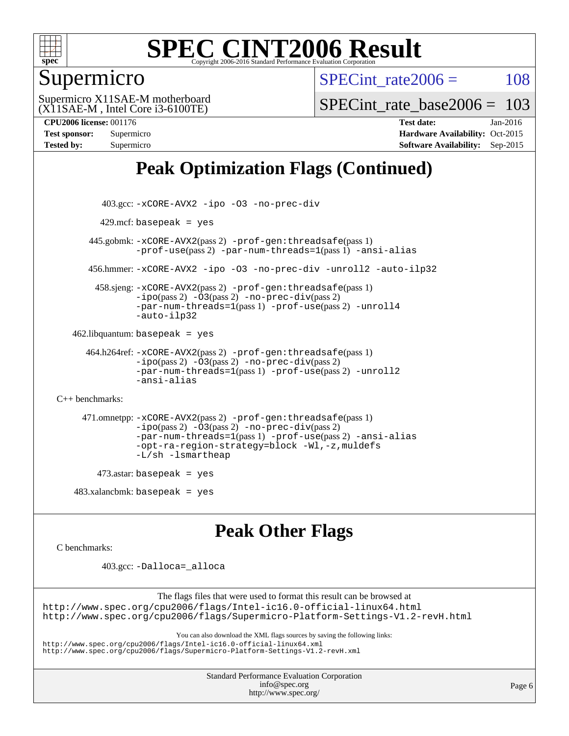# Peak Optimization Flags (Continued)

403.gcc: -xCORE-AVX2 -ipo -O3 -no-prec-div

429.mcf: basepeak = yes

445.gobmk: -xCORE-AVX2(pass 2) -prof-gen:threadsafe(pass 1) -prof-use(pass 2) -par-num-threads=1(pass 1) -ansi-alias

456.hmmer: -xCORE-AVX2 -ipo -O3 -no-prec-div -unroll2 -auto-ilp32

458.sjeng: -xCORE-AVX2(pass 2) -prof-gen:threadsafe(pass 1) -ipo(pass 2) -O3(pass 2) -no-prec-div(pass 2) -par-num-threads=1(pass 1) -prof-use(pass 2) -unroll4 -auto-ilp32

462.libquantum: basepeak = yes

464.h264ref: -xCORE-AVX2(pass 2) -prof-gen:threadsafe(pass 1) -ipo(pass 2) -O3(pass 2) -no-prec-div(pass 2) -par-num-threads=1(pass 1) -prof-use(pass 2) -unroll2 -ansi-alias

C++ benchmarks:

471.omnetpp: -xCORE-AVX2(pass 2) -prof-gen:threadsafe(pass 1) -ipo(pass 2) -O3(pass 2) -no-prec-div(pass 2) -par-num-threads=1(pass 1) -prof-use(pass 2) -ansi-alias -opt-ra-region-strategy=block -Wl,-z,muldefs -L/sh -lsmartheap

473.astar: basepeak = yes

483.xalancbmk: basepeak = yes

# Peak Other Flags

C benchmarks:

403.gcc: -Dalloca=_alloca

The flags files that were used to format this result can be browsed at
http://www.spec.org/cpu2006/flags/Intel-ic16.0-official-linux64.html
http://www.spec.org/cpu2006/flags/Supermicro-Platform-Settings-V1.2-revH.html

You can also download the XML flags sources by saving the following links:
http://www.spec.org/cpu2006/flags/Intel-ic16.0-official-linux64.xml
http://www.spec.org/cpu2006/flags/Supermicro-Platform-Settings-V1.2-revH.xml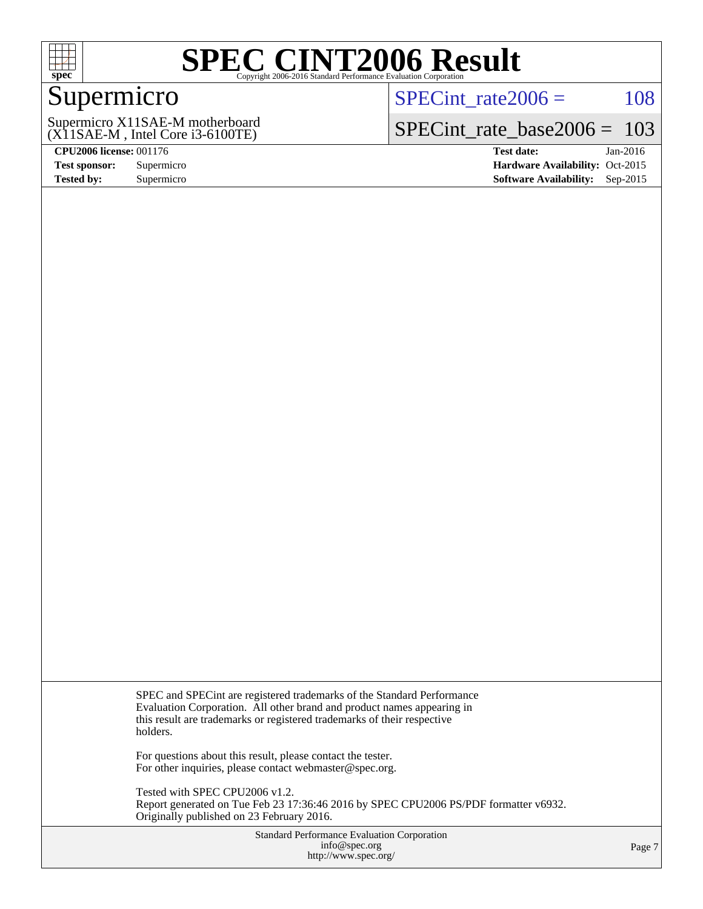SPEC and SPECint are registered trademarks of the Standard Performance Evaluation Corporation. All other brand and product names appearing in this result are trademarks or registered trademarks of their respective holders.

For questions about this result, please contact the tester.
For other inquiries, please contact webmaster@spec.org.

Tested with SPEC CPU2006 v1.2.
Report generated on Tue Feb 23 17:36:46 2016 by SPEC CPU2006 PS/PDF formatter v6932.
Originally published on 23 February 2016.